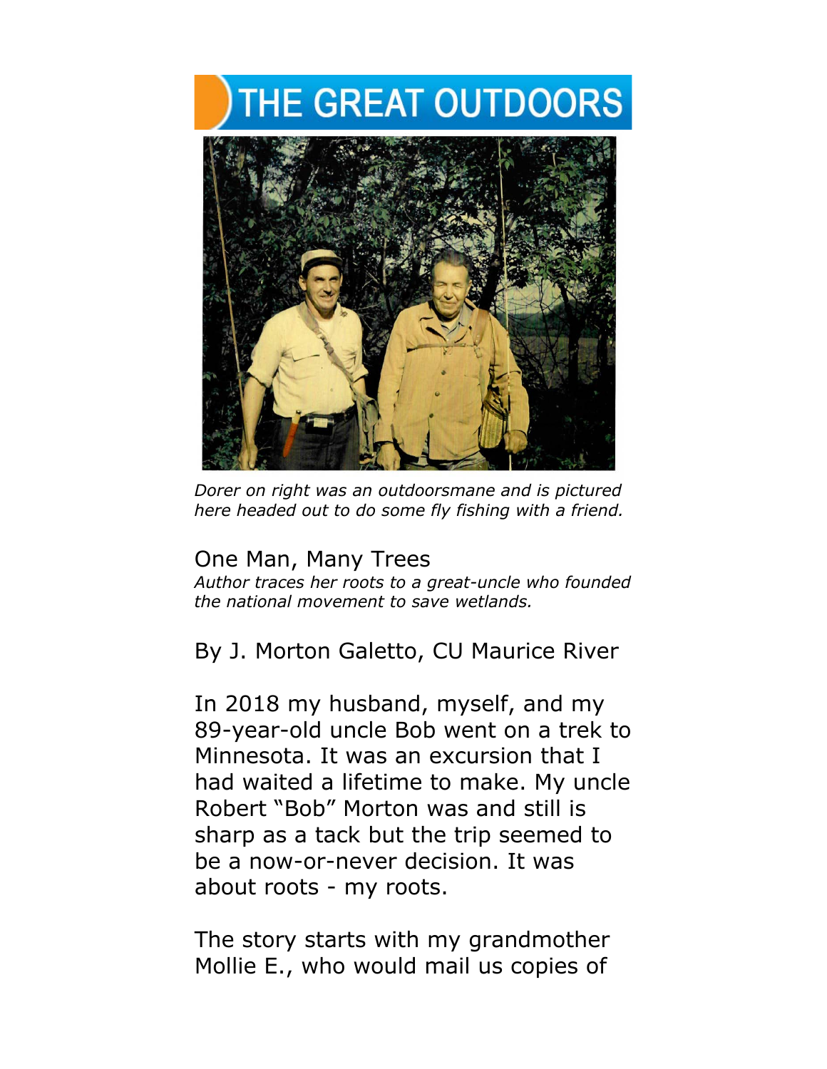# THE GREAT OUTDOORS

*Dorer on right was an outdoorsmane and is pictured here headed out to do some fly fishing with a friend.*

## One Man, Many Trees

*Author traces her roots to a great-uncle who founded the national movement to save wetlands.*

By J. Morton Galetto, CU Maurice River

In 2018 my husband, myself, and my 89-year-old uncle Bob went on a trek to Minnesota. It was an excursion that I had waited a lifetime to make. My uncle Robert "Bob" Morton was and still is sharp as a tack but the trip seemed to be a now-or-never decision. It was about roots - my roots.

The story starts with my grandmother Mollie E., who would mail us copies of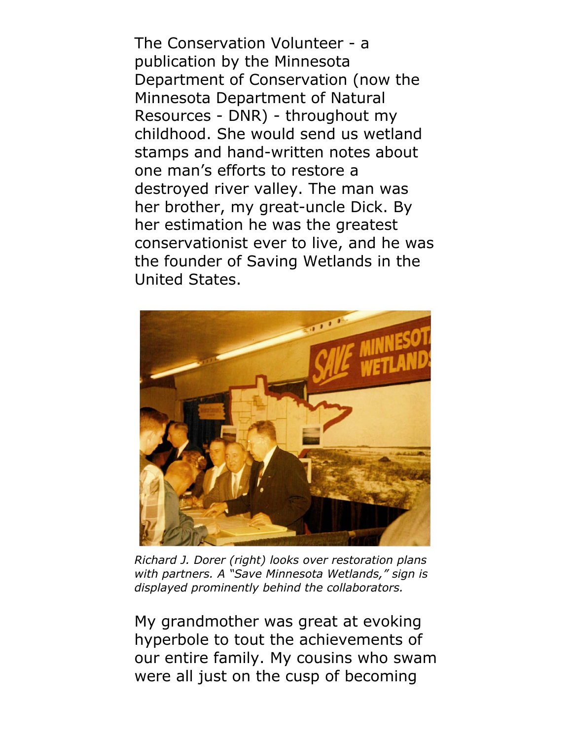The Conservation Volunteer - a publication by the Minnesota Department of Conservation (now the Minnesota Department of Natural Resources - DNR) - throughout my childhood. She would send us wetland stamps and hand-written notes about one man's efforts to restore a destroyed river valley. The man was her brother, my great-uncle Dick. By her estimation he was the greatest conservationist ever to live, and he was the founder of Saving Wetlands in the United States.

*Richard J. Dorer (right) looks over restoration plans with partners. A "Save Minnesota Wetlands," sign is displayed prominently behind the collaborators.*

My grandmother was great at evoking hyperbole to tout the achievements of our entire family. My cousins who swam were all just on the cusp of becoming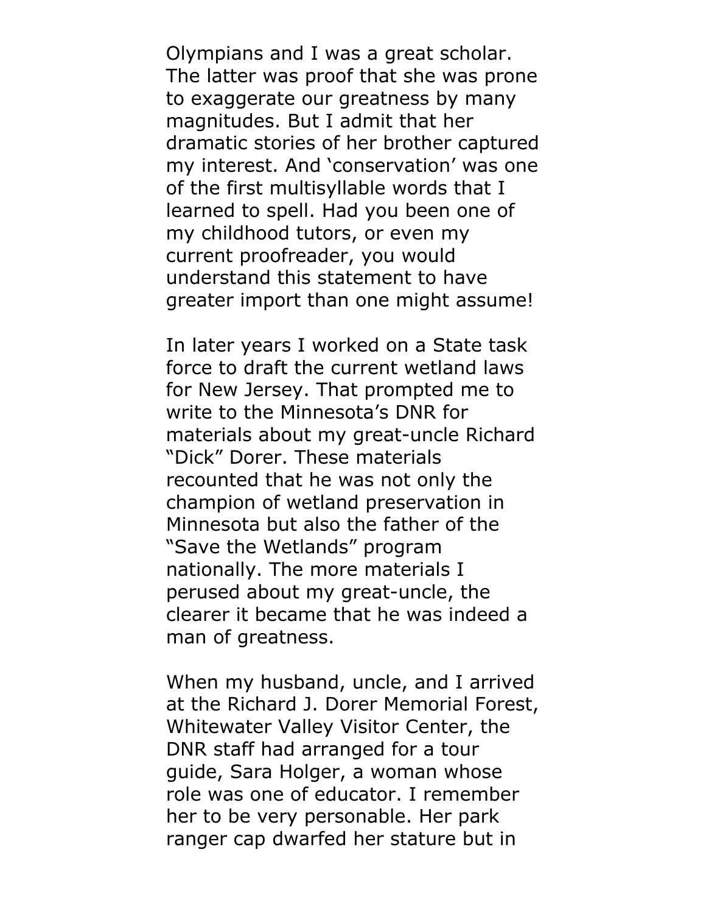Olympians and I was a great scholar. The latter was proof that she was prone to exaggerate our greatness by many magnitudes. But I admit that her dramatic stories of her brother captured my interest. And 'conservation' was one of the first multisyllable words that I learned to spell. Had you been one of my childhood tutors, or even my current proofreader, you would understand this statement to have greater import than one might assume!

In later years I worked on a State task force to draft the current wetland laws for New Jersey. That prompted me to write to the Minnesota's DNR for materials about my great-uncle Richard "Dick" Dorer. These materials recounted that he was not only the champion of wetland preservation in Minnesota but also the father of the "Save the Wetlands" program nationally. The more materials I perused about my great-uncle, the clearer it became that he was indeed a man of greatness.

When my husband, uncle, and I arrived at the Richard J. Dorer Memorial Forest, Whitewater Valley Visitor Center, the DNR staff had arranged for a tour guide, Sara Holger, a woman whose role was one of educator. I remember her to be very personable. Her park ranger cap dwarfed her stature but in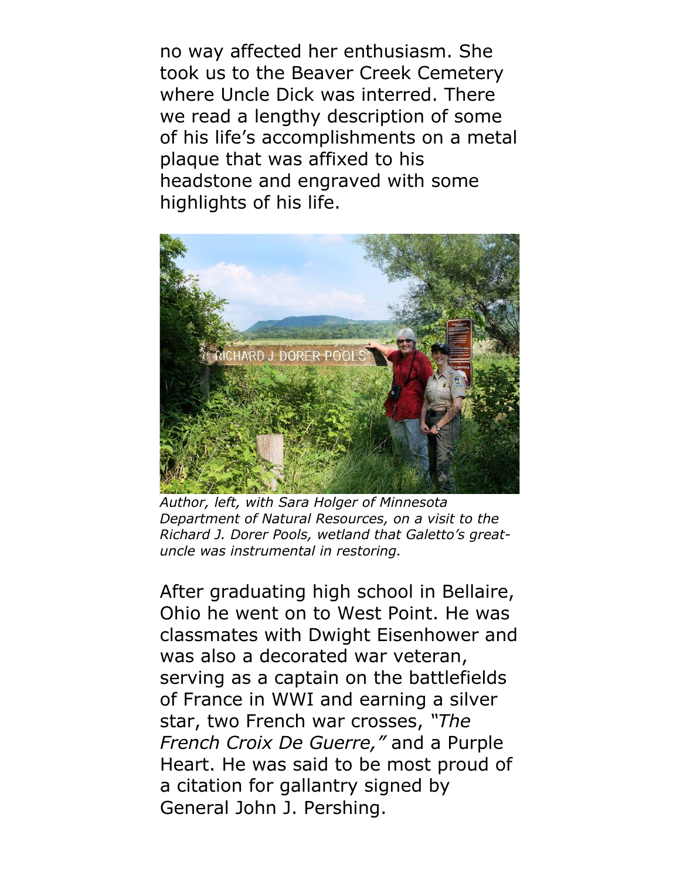no way affected her enthusiasm. She took us to the Beaver Creek Cemetery where Uncle Dick was interred. There we read a lengthy description of some of his life's accomplishments on a metal plaque that was affixed to his headstone and engraved with some highlights of his life.

*Author, left, with Sara Holger of Minnesota Department of Natural Resources, on a visit to the Richard J. Dorer Pools, wetland that Galetto's great-uncle was instrumental in restoring.*

After graduating high school in Bellaire, Ohio he went on to West Point. He was classmates with Dwight Eisenhower and was also a decorated war veteran, serving as a captain on the battlefields of France in WWI and earning a silver star, two French war crosses, *"The French Croix De Guerre,"* and a Purple Heart. He was said to be most proud of a citation for gallantry signed by General John J. Pershing.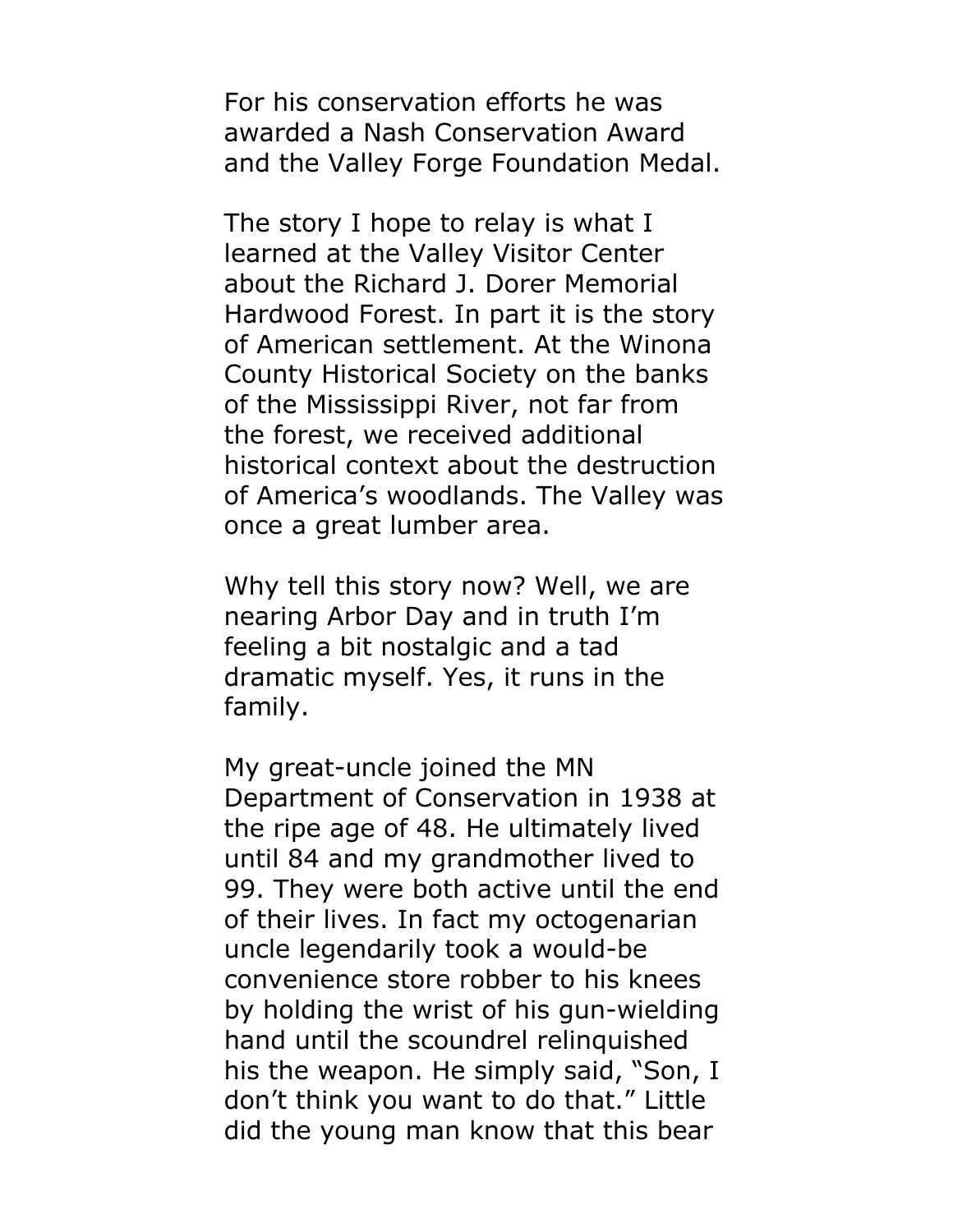For his conservation efforts he was awarded a Nash Conservation Award and the Valley Forge Foundation Medal.

The story I hope to relay is what I learned at the Valley Visitor Center about the Richard J. Dorer Memorial Hardwood Forest. In part it is the story of American settlement. At the Winona County Historical Society on the banks of the Mississippi River, not far from the forest, we received additional historical context about the destruction of America's woodlands. The Valley was once a great lumber area.

Why tell this story now? Well, we are nearing Arbor Day and in truth I'm feeling a bit nostalgic and a tad dramatic myself. Yes, it runs in the family.

My great-uncle joined the MN Department of Conservation in 1938 at the ripe age of 48. He ultimately lived until 84 and my grandmother lived to 99. They were both active until the end of their lives. In fact my octogenarian uncle legendarily took a would-be convenience store robber to his knees by holding the wrist of his gun-wielding hand until the scoundrel relinquished his the weapon. He simply said, "Son, I don't think you want to do that." Little did the young man know that this bear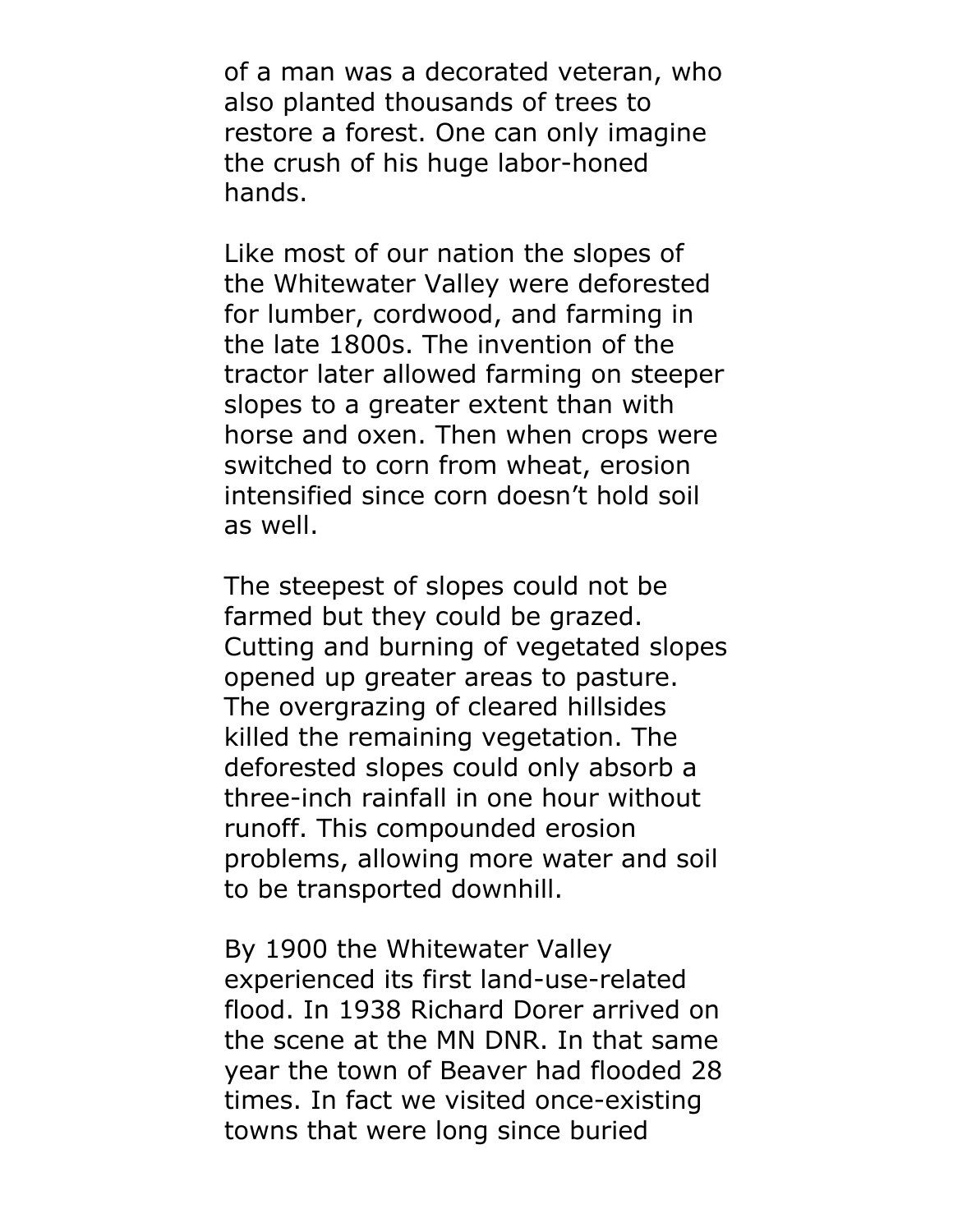of a man was a decorated veteran, who also planted thousands of trees to restore a forest. One can only imagine the crush of his huge labor-honed hands.

Like most of our nation the slopes of the Whitewater Valley were deforested for lumber, cordwood, and farming in the late 1800s. The invention of the tractor later allowed farming on steeper slopes to a greater extent than with horse and oxen. Then when crops were switched to corn from wheat, erosion intensified since corn doesn't hold soil as well.

The steepest of slopes could not be farmed but they could be grazed. Cutting and burning of vegetated slopes opened up greater areas to pasture. The overgrazing of cleared hillsides killed the remaining vegetation. The deforested slopes could only absorb a three-inch rainfall in one hour without runoff. This compounded erosion problems, allowing more water and soil to be transported downhill.

By 1900 the Whitewater Valley experienced its first land-use-related flood. In 1938 Richard Dorer arrived on the scene at the MN DNR. In that same year the town of Beaver had flooded 28 times. In fact we visited once-existing towns that were long since buried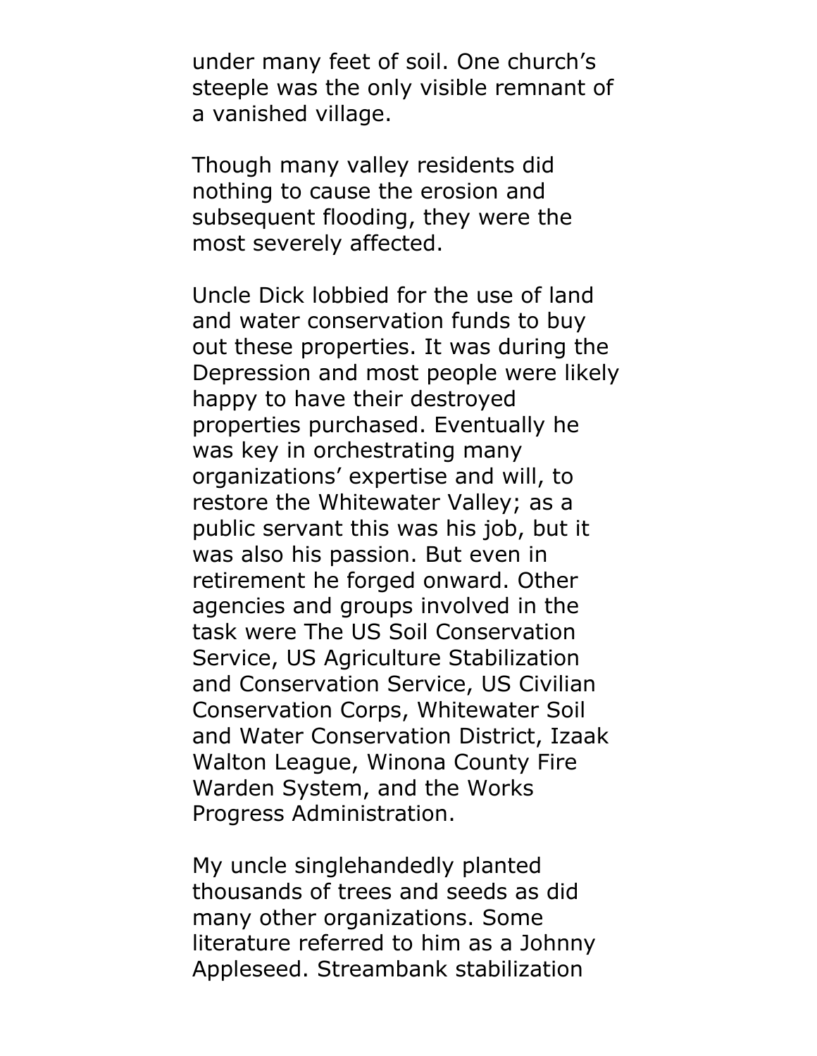under many feet of soil. One church's steeple was the only visible remnant of a vanished village.

Though many valley residents did nothing to cause the erosion and subsequent flooding, they were the most severely affected.

Uncle Dick lobbied for the use of land and water conservation funds to buy out these properties. It was during the Depression and most people were likely happy to have their destroyed properties purchased. Eventually he was key in orchestrating many organizations' expertise and will, to restore the Whitewater Valley; as a public servant this was his job, but it was also his passion. But even in retirement he forged onward. Other agencies and groups involved in the task were The US Soil Conservation Service, US Agriculture Stabilization and Conservation Service, US Civilian Conservation Corps, Whitewater Soil and Water Conservation District, Izaak Walton League, Winona County Fire Warden System, and the Works Progress Administration.

My uncle singlehandedly planted thousands of trees and seeds as did many other organizations. Some literature referred to him as a Johnny Appleseed. Streambank stabilization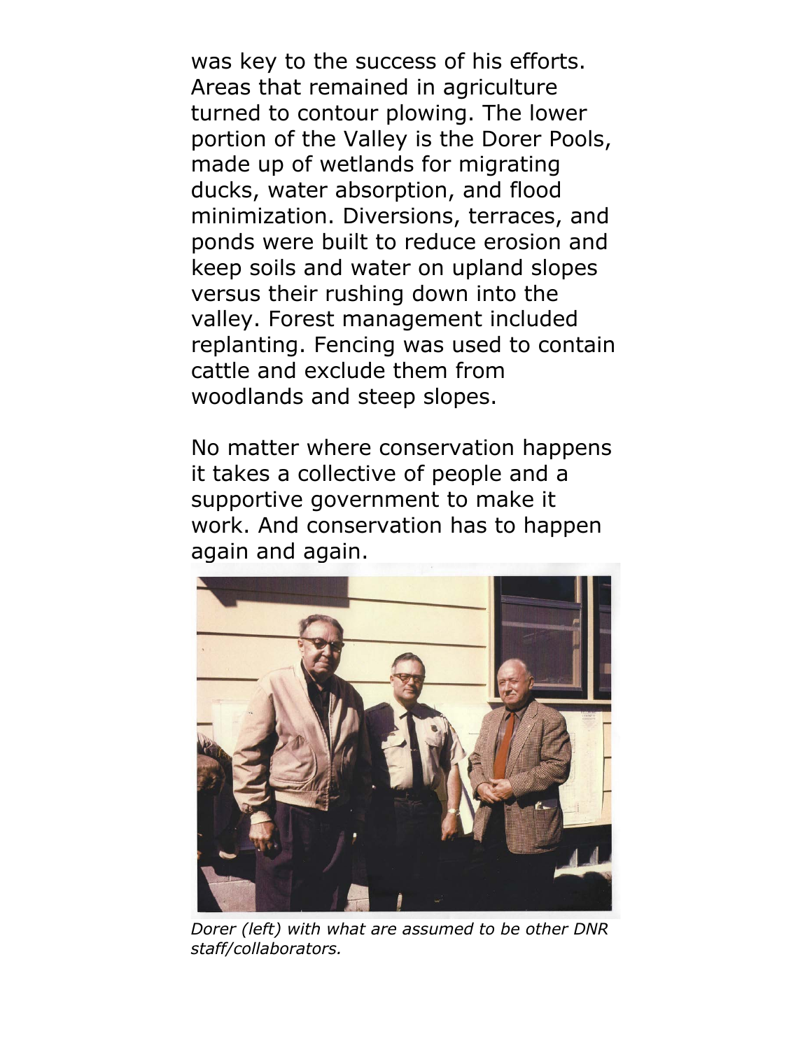was key to the success of his efforts. Areas that remained in agriculture turned to contour plowing. The lower portion of the Valley is the Dorer Pools, made up of wetlands for migrating ducks, water absorption, and flood minimization. Diversions, terraces, and ponds were built to reduce erosion and keep soils and water on upland slopes versus their rushing down into the valley. Forest management included replanting. Fencing was used to contain cattle and exclude them from woodlands and steep slopes.

No matter where conservation happens it takes a collective of people and a supportive government to make it work. And conservation has to happen again and again.

*Dorer (left) with what are assumed to be other DNR staff/collaborators.*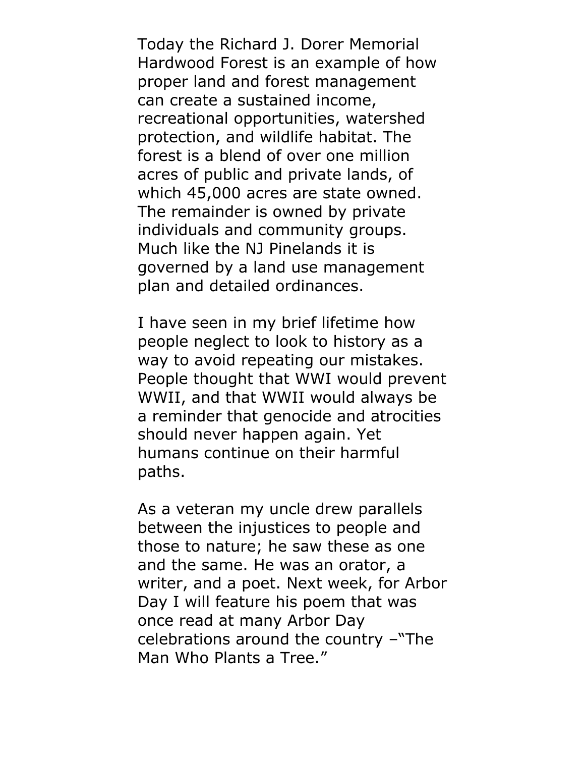Today the Richard J. Dorer Memorial Hardwood Forest is an example of how proper land and forest management can create a sustained income, recreational opportunities, watershed protection, and wildlife habitat. The forest is a blend of over one million acres of public and private lands, of which 45,000 acres are state owned. The remainder is owned by private individuals and community groups. Much like the NJ Pinelands it is governed by a land use management plan and detailed ordinances.

I have seen in my brief lifetime how people neglect to look to history as a way to avoid repeating our mistakes. People thought that WWI would prevent WWII, and that WWII would always be a reminder that genocide and atrocities should never happen again. Yet humans continue on their harmful paths.

As a veteran my uncle drew parallels between the injustices to people and those to nature; he saw these as one and the same. He was an orator, a writer, and a poet. Next week, for Arbor Day I will feature his poem that was once read at many Arbor Day celebrations around the country –"The Man Who Plants a Tree."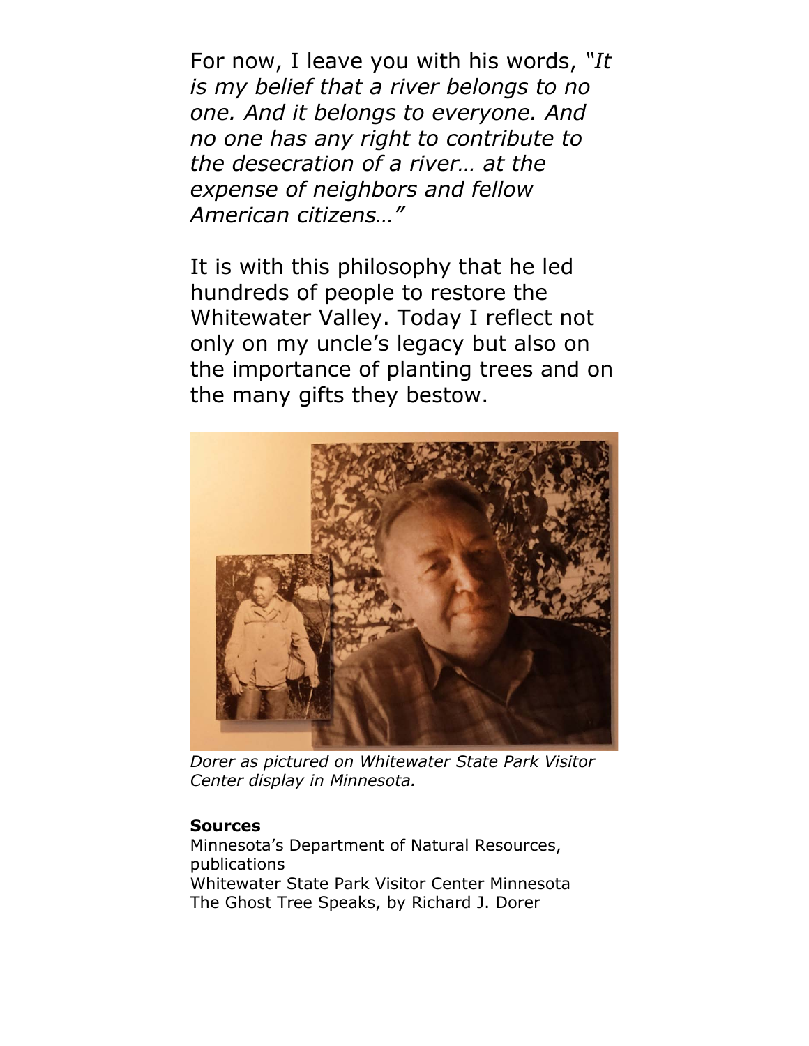For now, I leave you with his words, *"It is my belief that a river belongs to no one. And it belongs to everyone. And no one has any right to contribute to the desecration of a river… at the expense of neighbors and fellow American citizens…"*

It is with this philosophy that he led hundreds of people to restore the Whitewater Valley. Today I reflect not only on my uncle's legacy but also on the importance of planting trees and on the many gifts they bestow.

*Dorer as pictured on Whitewater State Park Visitor Center display in Minnesota.*

**Sources**

Minnesota's Department of Natural Resources, publications

Whitewater State Park Visitor Center Minnesota

The Ghost Tree Speaks, by Richard J. Dorer